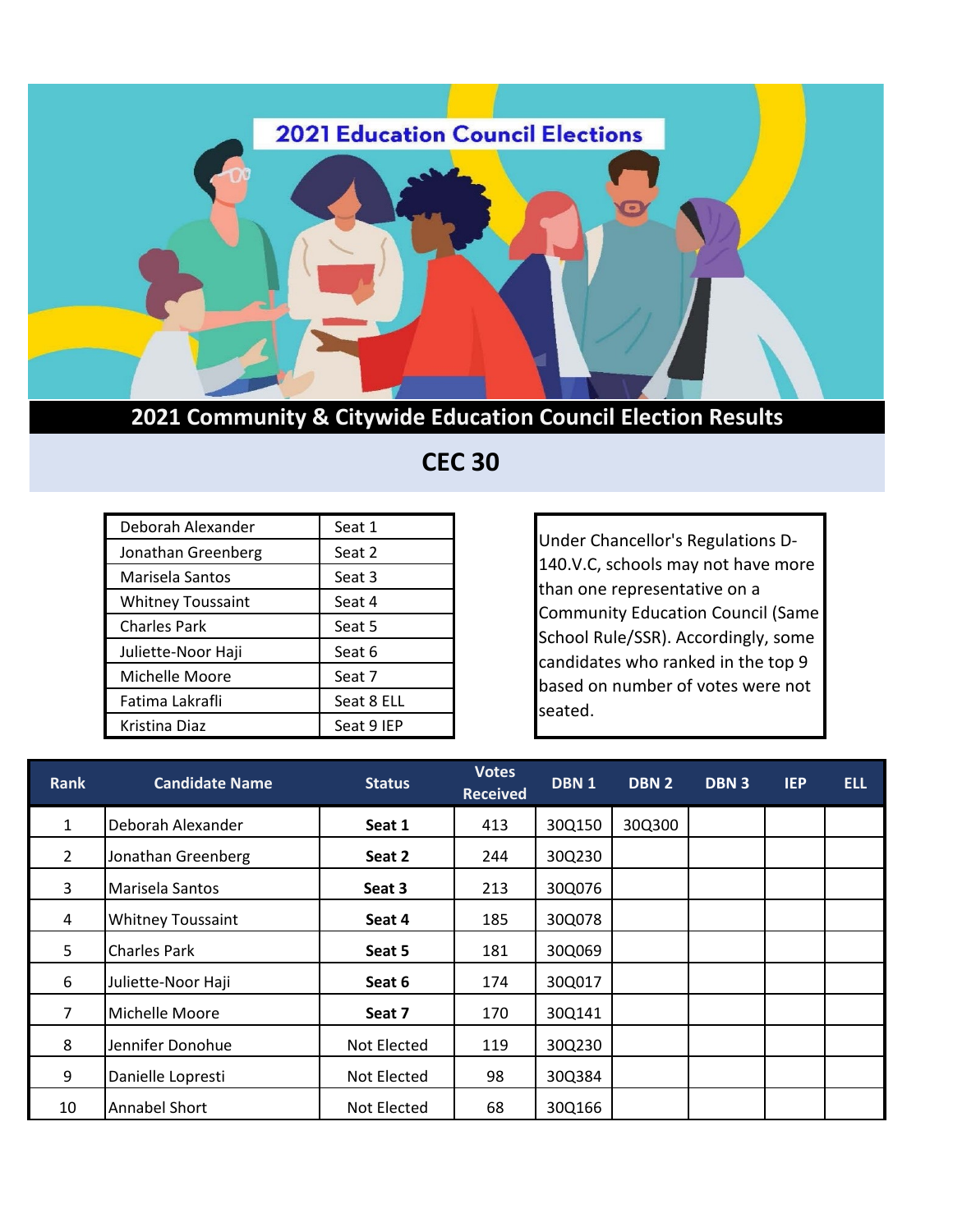# 2021 Education Council Elections

## 2021 Community & Citywide Education Council Election Results

## CEC 30

| | |
|---|---|
| Deborah Alexander | Seat 1 |
| Jonathan Greenberg | Seat 2 |
| Marisela Santos | Seat 3 |
| Whitney Toussaint | Seat 4 |
| Charles Park | Seat 5 |
| Juliette-Noor Haji | Seat 6 |
| Michelle Moore | Seat 7 |
| Fatima Lakrafli | Seat 8 ELL |
| Kristina Diaz | Seat 9 IEP |

Under Chancellor's Regulations D-140.V.C, schools may not have more than one representative on a Community Education Council (Same School Rule/SSR). Accordingly, some candidates who ranked in the top 9 based on number of votes were not seated.

| Rank | Candidate Name | Status | Votes Received | DBN 1 | DBN 2 | DBN 3 | IEP | ELL |
|---|---|---|---|---|---|---|---|---|
| 1 | Deborah Alexander | **Seat 1** | 413 | 30Q150 | 30Q300 | | | |
| 2 | Jonathan Greenberg | **Seat 2** | 244 | 30Q230 | | | | |
| 3 | Marisela Santos | **Seat 3** | 213 | 30Q076 | | | | |
| 4 | Whitney Toussaint | **Seat 4** | 185 | 30Q078 | | | | |
| 5 | Charles Park | **Seat 5** | 181 | 30Q069 | | | | |
| 6 | Juliette-Noor Haji | **Seat 6** | 174 | 30Q017 | | | | |
| 7 | Michelle Moore | **Seat 7** | 170 | 30Q141 | | | | |
| 8 | Jennifer Donohue | Not Elected | 119 | 30Q230 | | | | |
| 9 | Danielle Lopresti | Not Elected | 98 | 30Q384 | | | | |
| 10 | Annabel Short | Not Elected | 68 | 30Q166 | | | | |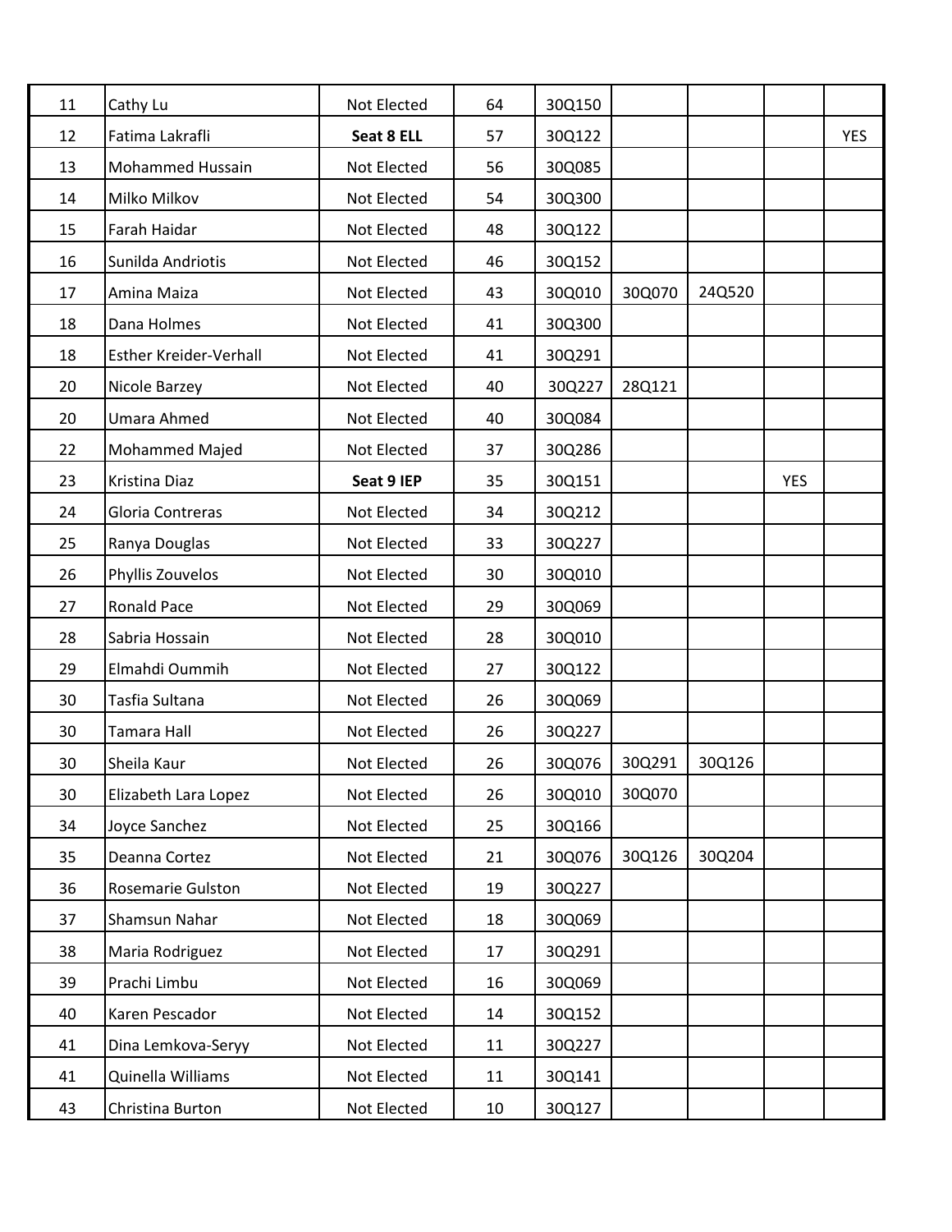| | | | | | | | | |
|---|---|---|---|---|---|---|---|---|
| 11 | Cathy Lu | Not Elected | 64 | 30Q150 | | | | |
| 12 | Fatima Lakrafli | **Seat 8 ELL** | 57 | 30Q122 | | | | YES |
| 13 | Mohammed Hussain | Not Elected | 56 | 30Q085 | | | | |
| 14 | Milko Milkov | Not Elected | 54 | 30Q300 | | | | |
| 15 | Farah Haidar | Not Elected | 48 | 30Q122 | | | | |
| 16 | Sunilda Andriotis | Not Elected | 46 | 30Q152 | | | | |
| 17 | Amina Maiza | Not Elected | 43 | 30Q010 | 30Q070 | 24Q520 | | |
| 18 | Dana Holmes | Not Elected | 41 | 30Q300 | | | | |
| 18 | Esther Kreider-Verhall | Not Elected | 41 | 30Q291 | | | | |
| 20 | Nicole Barzey | Not Elected | 40 | 30Q227 | 28Q121 | | | |
| 20 | Umara Ahmed | Not Elected | 40 | 30Q084 | | | | |
| 22 | Mohammed Majed | Not Elected | 37 | 30Q286 | | | | |
| 23 | Kristina Diaz | **Seat 9 IEP** | 35 | 30Q151 | | | YES | |
| 24 | Gloria Contreras | Not Elected | 34 | 30Q212 | | | | |
| 25 | Ranya Douglas | Not Elected | 33 | 30Q227 | | | | |
| 26 | Phyllis Zouvelos | Not Elected | 30 | 30Q010 | | | | |
| 27 | Ronald Pace | Not Elected | 29 | 30Q069 | | | | |
| 28 | Sabria Hossain | Not Elected | 28 | 30Q010 | | | | |
| 29 | Elmahdi Oummih | Not Elected | 27 | 30Q122 | | | | |
| 30 | Tasfia Sultana | Not Elected | 26 | 30Q069 | | | | |
| 30 | Tamara Hall | Not Elected | 26 | 30Q227 | | | | |
| 30 | Sheila Kaur | Not Elected | 26 | 30Q076 | 30Q291 | 30Q126 | | |
| 30 | Elizabeth Lara Lopez | Not Elected | 26 | 30Q010 | 30Q070 | | | |
| 34 | Joyce Sanchez | Not Elected | 25 | 30Q166 | | | | |
| 35 | Deanna Cortez | Not Elected | 21 | 30Q076 | 30Q126 | 30Q204 | | |
| 36 | Rosemarie Gulston | Not Elected | 19 | 30Q227 | | | | |
| 37 | Shamsun Nahar | Not Elected | 18 | 30Q069 | | | | |
| 38 | Maria Rodriguez | Not Elected | 17 | 30Q291 | | | | |
| 39 | Prachi Limbu | Not Elected | 16 | 30Q069 | | | | |
| 40 | Karen Pescador | Not Elected | 14 | 30Q152 | | | | |
| 41 | Dina Lemkova-Seryy | Not Elected | 11 | 30Q227 | | | | |
| 41 | Quinella Williams | Not Elected | 11 | 30Q141 | | | | |
| 43 | Christina Burton | Not Elected | 10 | 30Q127 | | | | |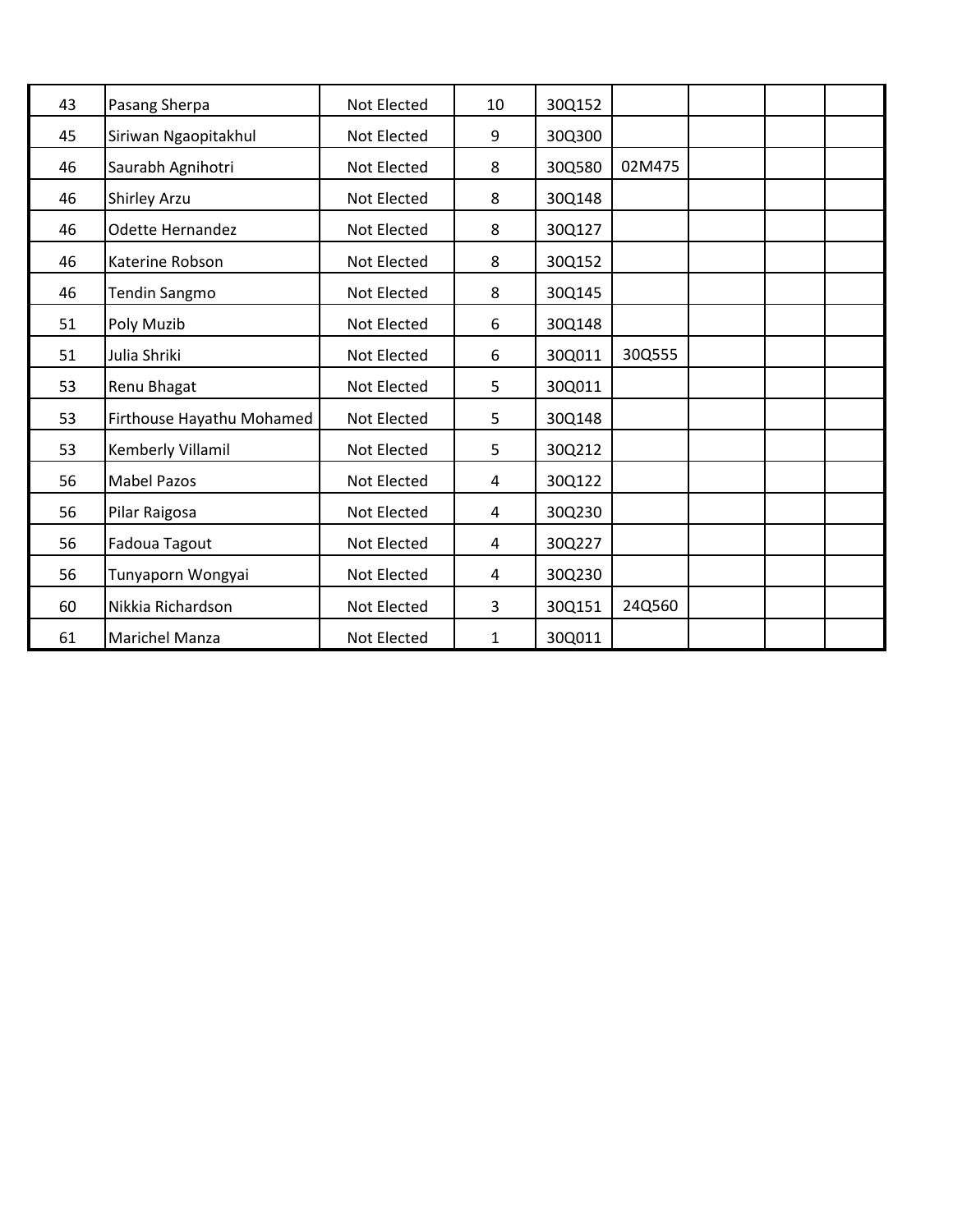| | | | | | | | | |
|---|---|---|---|---|---|---|---|---|
| 43 | Pasang Sherpa | Not Elected | 10 | 30Q152 | | | | |
| 45 | Siriwan Ngaopitakhul | Not Elected | 9 | 30Q300 | | | | |
| 46 | Saurabh Agnihotri | Not Elected | 8 | 30Q580 | 02M475 | | | |
| 46 | Shirley Arzu | Not Elected | 8 | 30Q148 | | | | |
| 46 | Odette Hernandez | Not Elected | 8 | 30Q127 | | | | |
| 46 | Katerine Robson | Not Elected | 8 | 30Q152 | | | | |
| 46 | Tendin Sangmo | Not Elected | 8 | 30Q145 | | | | |
| 51 | Poly Muzib | Not Elected | 6 | 30Q148 | | | | |
| 51 | Julia Shriki | Not Elected | 6 | 30Q011 | 30Q555 | | | |
| 53 | Renu Bhagat | Not Elected | 5 | 30Q011 | | | | |
| 53 | Firthouse Hayathu Mohamed | Not Elected | 5 | 30Q148 | | | | |
| 53 | Kemberly Villamil | Not Elected | 5 | 30Q212 | | | | |
| 56 | Mabel Pazos | Not Elected | 4 | 30Q122 | | | | |
| 56 | Pilar Raigosa | Not Elected | 4 | 30Q230 | | | | |
| 56 | Fadoua Tagout | Not Elected | 4 | 30Q227 | | | | |
| 56 | Tunyaporn Wongyai | Not Elected | 4 | 30Q230 | | | | |
| 60 | Nikkia Richardson | Not Elected | 3 | 30Q151 | 24Q560 | | | |
| 61 | Marichel Manza | Not Elected | 1 | 30Q011 | | | | |